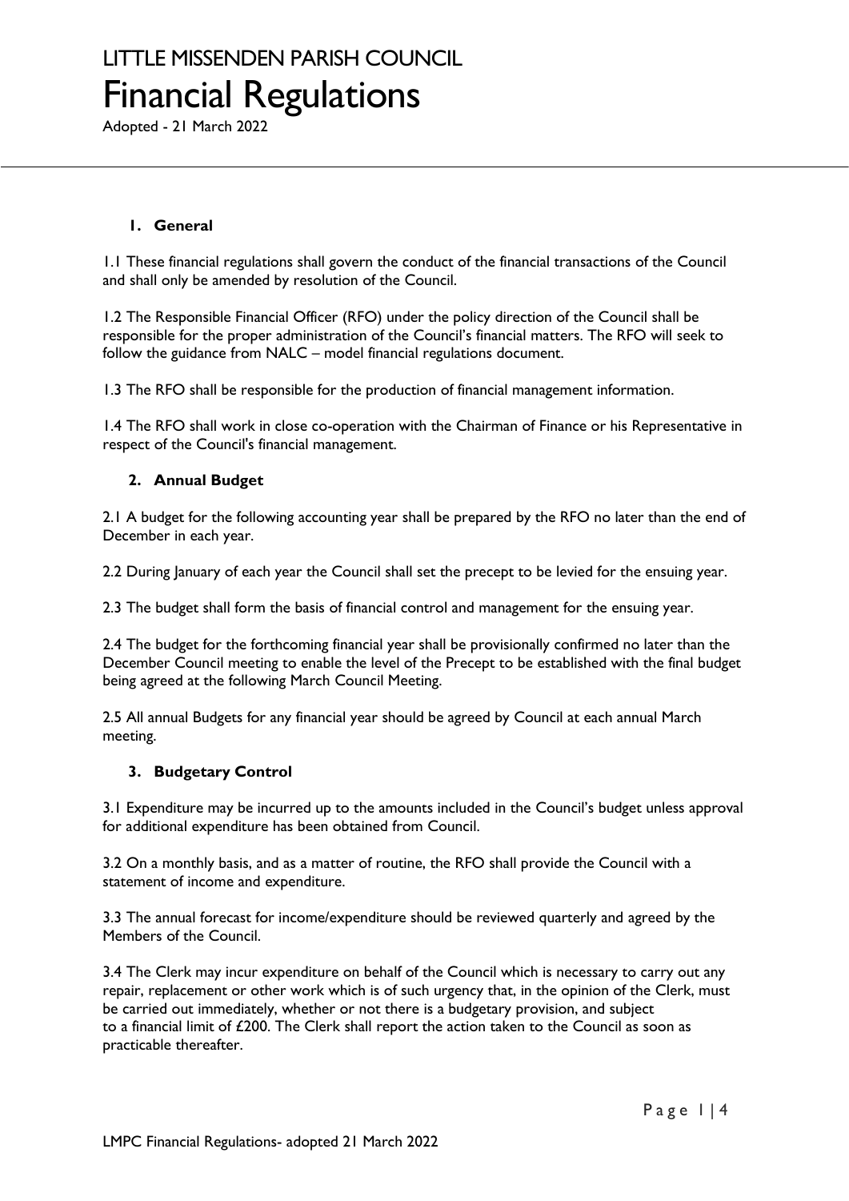# LITTLE MISSENDEN PARISH COUNCIL

# Financial Regulations

Adopted - 21 March 2022

## 1. General

1.1 These financial regulations shall govern the conduct of the financial transactions of the Council and shall only be amended by resolution of the Council.

1.2 The Responsible Financial Officer (RFO) under the policy direction of the Council shall be responsible for the proper administration of the Council's financial matters. The RFO will seek to follow the guidance from NALC – model financial regulations document.

1.3 The RFO shall be responsible for the production of financial management information.

1.4 The RFO shall work in close co-operation with the Chairman of Finance or his Representative in respect of the Council's financial management.

## 2. Annual Budget

2.1 A budget for the following accounting year shall be prepared by the RFO no later than the end of December in each year.

2.2 During January of each year the Council shall set the precept to be levied for the ensuing year.

2.3 The budget shall form the basis of financial control and management for the ensuing year.

2.4 The budget for the forthcoming financial year shall be provisionally confirmed no later than the December Council meeting to enable the level of the Precept to be established with the final budget being agreed at the following March Council Meeting.

2.5 All annual Budgets for any financial year should be agreed by Council at each annual March meeting.

## 3. Budgetary Control

3.1 Expenditure may be incurred up to the amounts included in the Council's budget unless approval for additional expenditure has been obtained from Council.

3.2 On a monthly basis, and as a matter of routine, the RFO shall provide the Council with a statement of income and expenditure.

3.3 The annual forecast for income/expenditure should be reviewed quarterly and agreed by the Members of the Council.

3.4 The Clerk may incur expenditure on behalf of the Council which is necessary to carry out any repair, replacement or other work which is of such urgency that, in the opinion of the Clerk, must be carried out immediately, whether or not there is a budgetary provision, and subject to a financial limit of £200. The Clerk shall report the action taken to the Council as soon as practicable thereafter.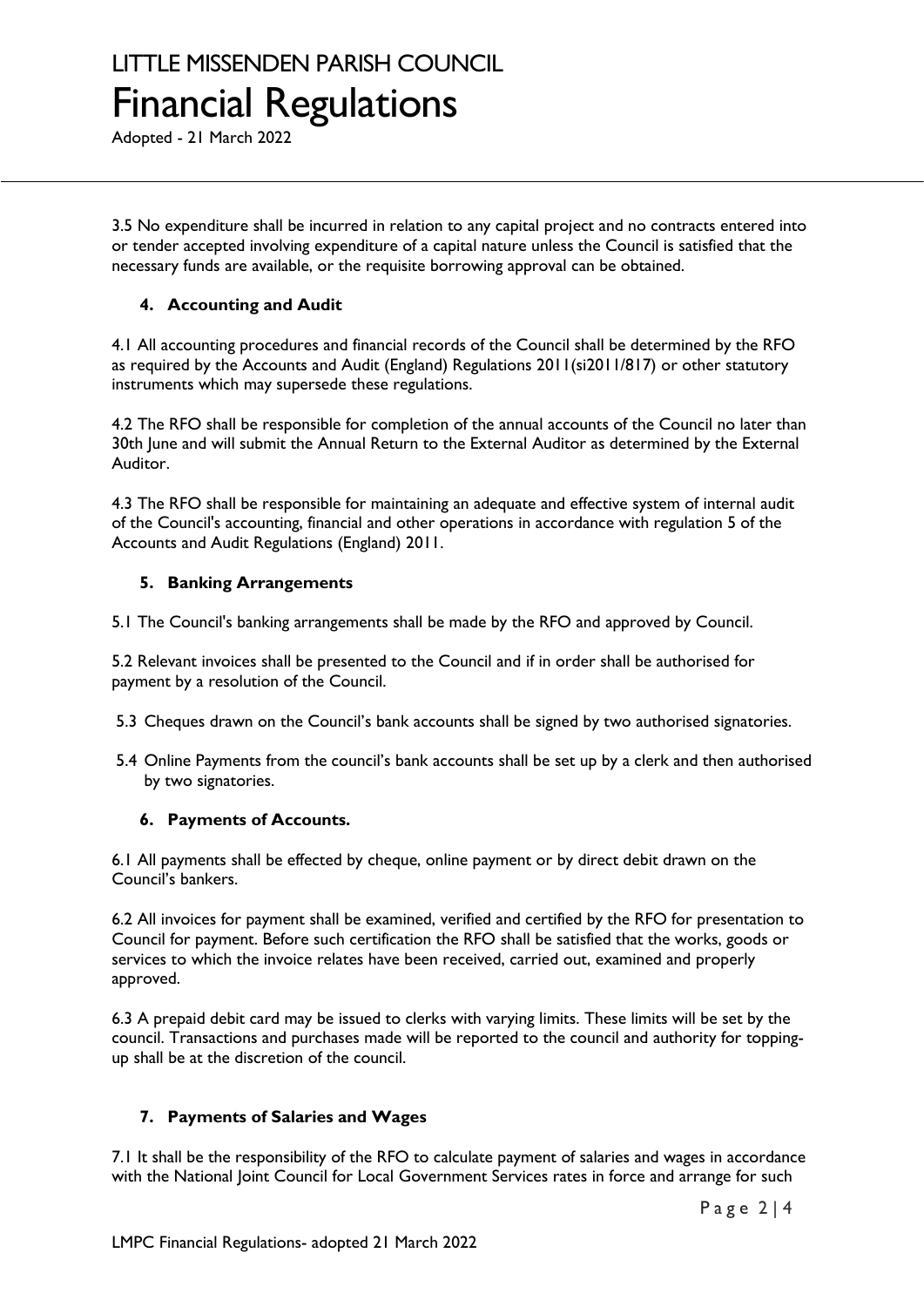3.5 No expenditure shall be incurred in relation to any capital project and no contracts entered into or tender accepted involving expenditure of a capital nature unless the Council is satisfied that the necessary funds are available, or the requisite borrowing approval can be obtained.

## 4. Accounting and Audit

4.1 All accounting procedures and financial records of the Council shall be determined by the RFO as required by the Accounts and Audit (England) Regulations 2011(si2011/817) or other statutory instruments which may supersede these regulations.

4.2 The RFO shall be responsible for completion of the annual accounts of the Council no later than 30th June and will submit the Annual Return to the External Auditor as determined by the External Auditor.

4.3 The RFO shall be responsible for maintaining an adequate and effective system of internal audit of the Council's accounting, financial and other operations in accordance with regulation 5 of the Accounts and Audit Regulations (England) 2011.

## 5. Banking Arrangements

5.1 The Council's banking arrangements shall be made by the RFO and approved by Council.

5.2 Relevant invoices shall be presented to the Council and if in order shall be authorised for payment by a resolution of the Council.

5.3 Cheques drawn on the Council's bank accounts shall be signed by two authorised signatories.

5.4 Online Payments from the council's bank accounts shall be set up by a clerk and then authorised by two signatories.

## 6. Payments of Accounts.

6.1 All payments shall be effected by cheque, online payment or by direct debit drawn on the Council's bankers.

6.2 All invoices for payment shall be examined, verified and certified by the RFO for presentation to Council for payment. Before such certification the RFO shall be satisfied that the works, goods or services to which the invoice relates have been received, carried out, examined and properly approved.

6.3 A prepaid debit card may be issued to clerks with varying limits. These limits will be set by the council. Transactions and purchases made will be reported to the council and authority for topping-up shall be at the discretion of the council.

## 7. Payments of Salaries and Wages

7.1 It shall be the responsibility of the RFO to calculate payment of salaries and wages in accordance with the National Joint Council for Local Government Services rates in force and arrange for such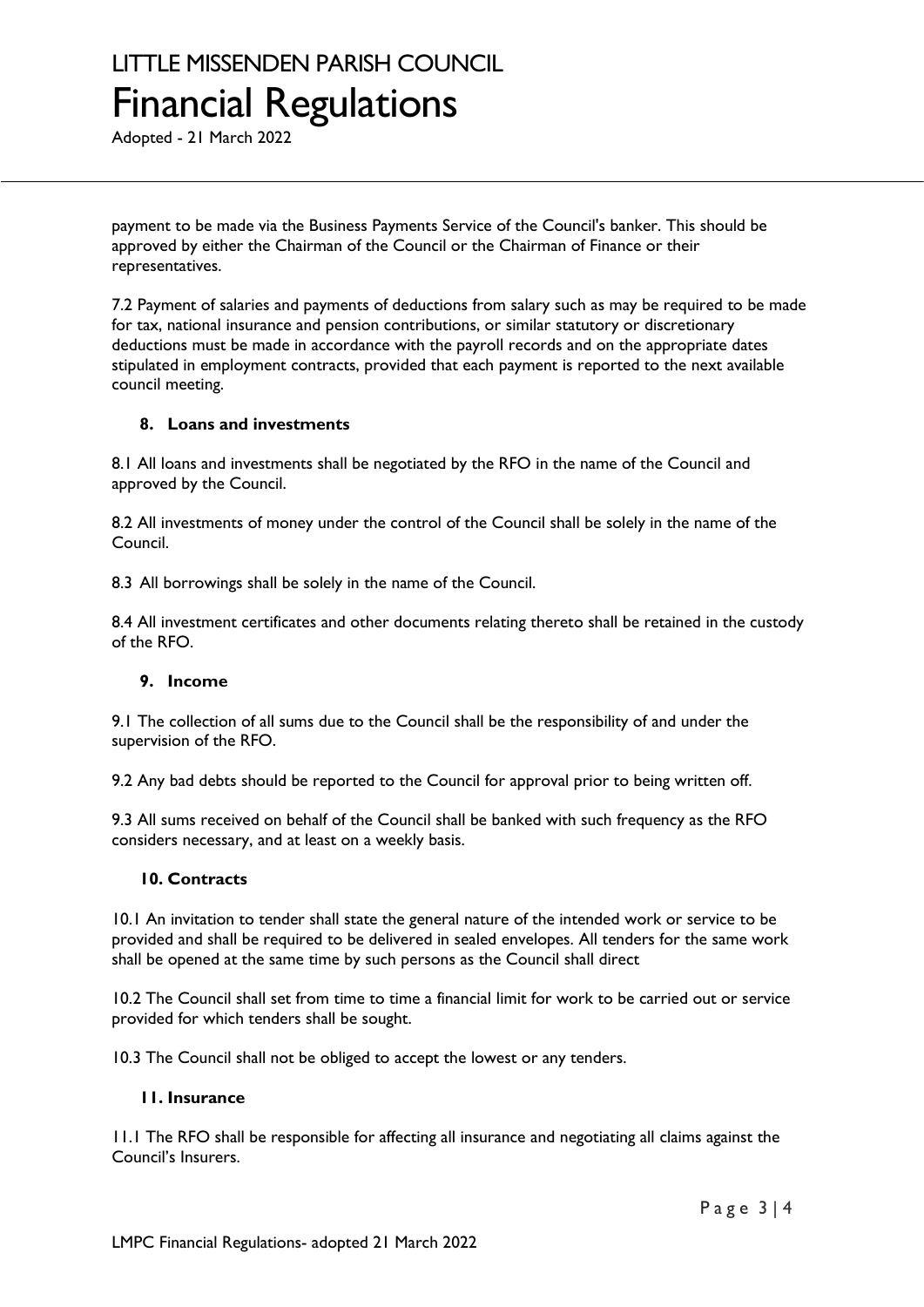payment to be made via the Business Payments Service of the Council's banker. This should be approved by either the Chairman of the Council or the Chairman of Finance or their representatives.

7.2 Payment of salaries and payments of deductions from salary such as may be required to be made for tax, national insurance and pension contributions, or similar statutory or discretionary deductions must be made in accordance with the payroll records and on the appropriate dates stipulated in employment contracts, provided that each payment is reported to the next available council meeting.

### 8. Loans and investments

8.1 All loans and investments shall be negotiated by the RFO in the name of the Council and approved by the Council.

8.2 All investments of money under the control of the Council shall be solely in the name of the Council.

8.3 All borrowings shall be solely in the name of the Council.

8.4 All investment certificates and other documents relating thereto shall be retained in the custody of the RFO.

### 9. Income

9.1 The collection of all sums due to the Council shall be the responsibility of and under the supervision of the RFO.

9.2 Any bad debts should be reported to the Council for approval prior to being written off.

9.3 All sums received on behalf of the Council shall be banked with such frequency as the RFO considers necessary, and at least on a weekly basis.

### 10. Contracts

10.1 An invitation to tender shall state the general nature of the intended work or service to be provided and shall be required to be delivered in sealed envelopes. All tenders for the same work shall be opened at the same time by such persons as the Council shall direct

10.2 The Council shall set from time to time a financial limit for work to be carried out or service provided for which tenders shall be sought.

10.3 The Council shall not be obliged to accept the lowest or any tenders.

### 11. Insurance

11.1 The RFO shall be responsible for affecting all insurance and negotiating all claims against the Council's Insurers.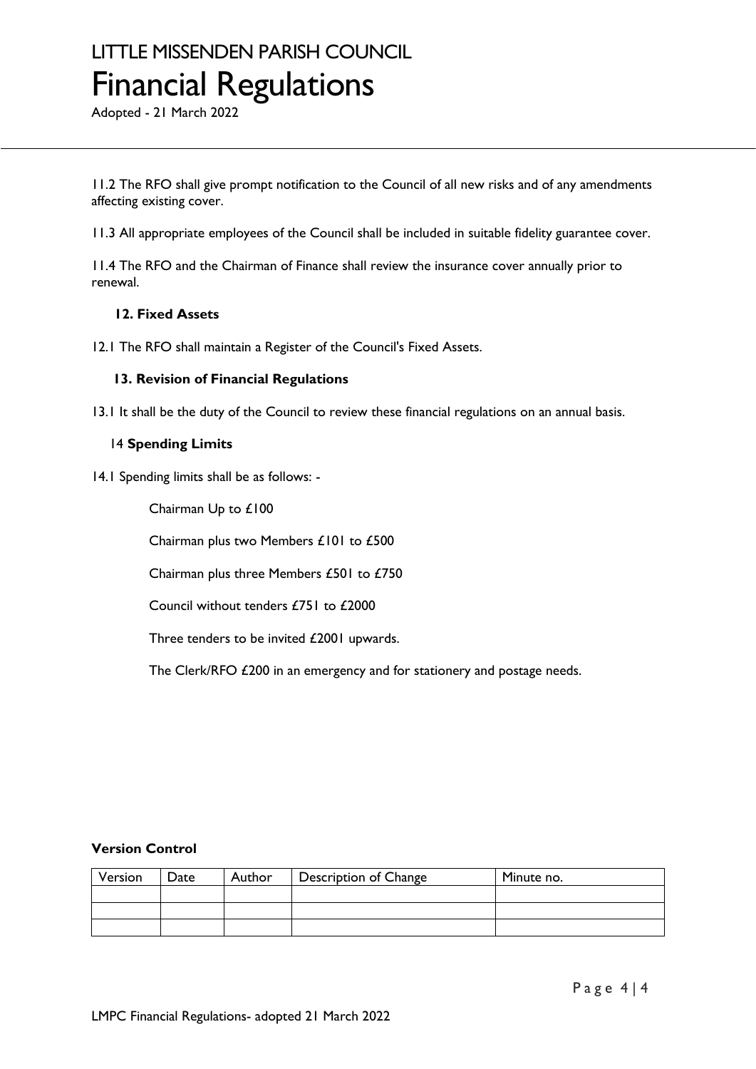11.2 The RFO shall give prompt notification to the Council of all new risks and of any amendments affecting existing cover.

11.3 All appropriate employees of the Council shall be included in suitable fidelity guarantee cover.

11.4 The RFO and the Chairman of Finance shall review the insurance cover annually prior to renewal.

## 12. Fixed Assets

12.1 The RFO shall maintain a Register of the Council's Fixed Assets.

## 13. Revision of Financial Regulations

13.1 It shall be the duty of the Council to review these financial regulations on an annual basis.

## 14 Spending Limits

14.1 Spending limits shall be as follows: -

Chairman Up to £100

Chairman plus two Members £101 to £500

Chairman plus three Members £501 to £750

Council without tenders £751 to £2000

Three tenders to be invited £2001 upwards.

The Clerk/RFO £200 in an emergency and for stationery and postage needs.

**Version Control**

| Version | Date | Author | Description of Change | Minute no. |
|---|---|---|---|---|
| | | | | |
| | | | | |
| | | | | |